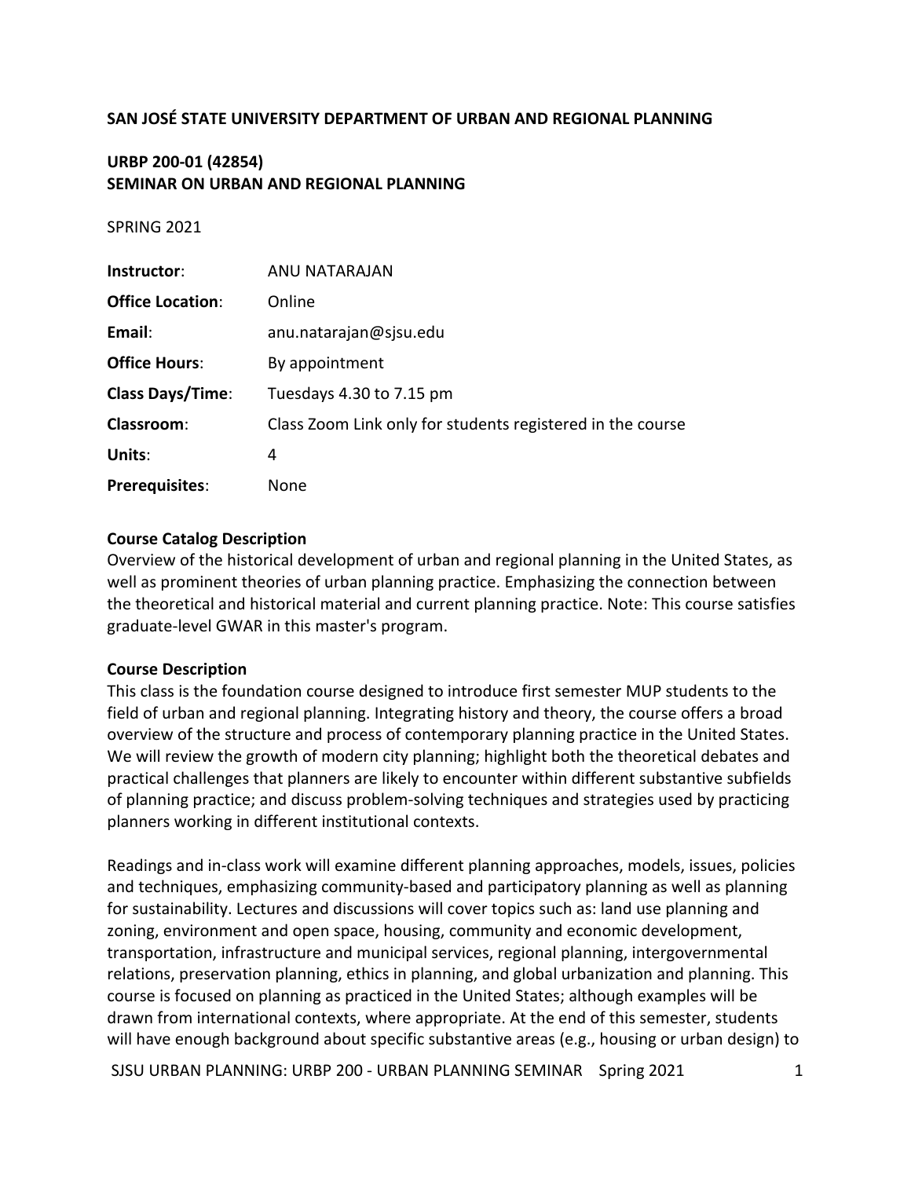**SAN JOSÉ STATE UNIVERSITY DEPARTMENT OF URBAN AND REGIONAL PLANNING**

**URBP 200-01 (42854)**
**SEMINAR ON URBAN AND REGIONAL PLANNING**

SPRING 2021

| | |
|---|---|
| **Instructor**: | ANU NATARAJAN |
| **Office Location**: | Online |
| **Email**: | anu.natarajan@sjsu.edu |
| **Office Hours**: | By appointment |
| **Class Days/Time**: | Tuesdays 4.30 to 7.15 pm |
| **Classroom**: | Class Zoom Link only for students registered in the course |
| **Units**: | 4 |
| **Prerequisites**: | None |

**Course Catalog Description**

Overview of the historical development of urban and regional planning in the United States, as well as prominent theories of urban planning practice. Emphasizing the connection between the theoretical and historical material and current planning practice. Note: This course satisfies graduate-level GWAR in this master's program.

**Course Description**

This class is the foundation course designed to introduce first semester MUP students to the field of urban and regional planning. Integrating history and theory, the course offers a broad overview of the structure and process of contemporary planning practice in the United States. We will review the growth of modern city planning; highlight both the theoretical debates and practical challenges that planners are likely to encounter within different substantive subfields of planning practice; and discuss problem-solving techniques and strategies used by practicing planners working in different institutional contexts.

Readings and in-class work will examine different planning approaches, models, issues, policies and techniques, emphasizing community-based and participatory planning as well as planning for sustainability. Lectures and discussions will cover topics such as: land use planning and zoning, environment and open space, housing, community and economic development, transportation, infrastructure and municipal services, regional planning, intergovernmental relations, preservation planning, ethics in planning, and global urbanization and planning. This course is focused on planning as practiced in the United States; although examples will be drawn from international contexts, where appropriate. At the end of this semester, students will have enough background about specific substantive areas (e.g., housing or urban design) to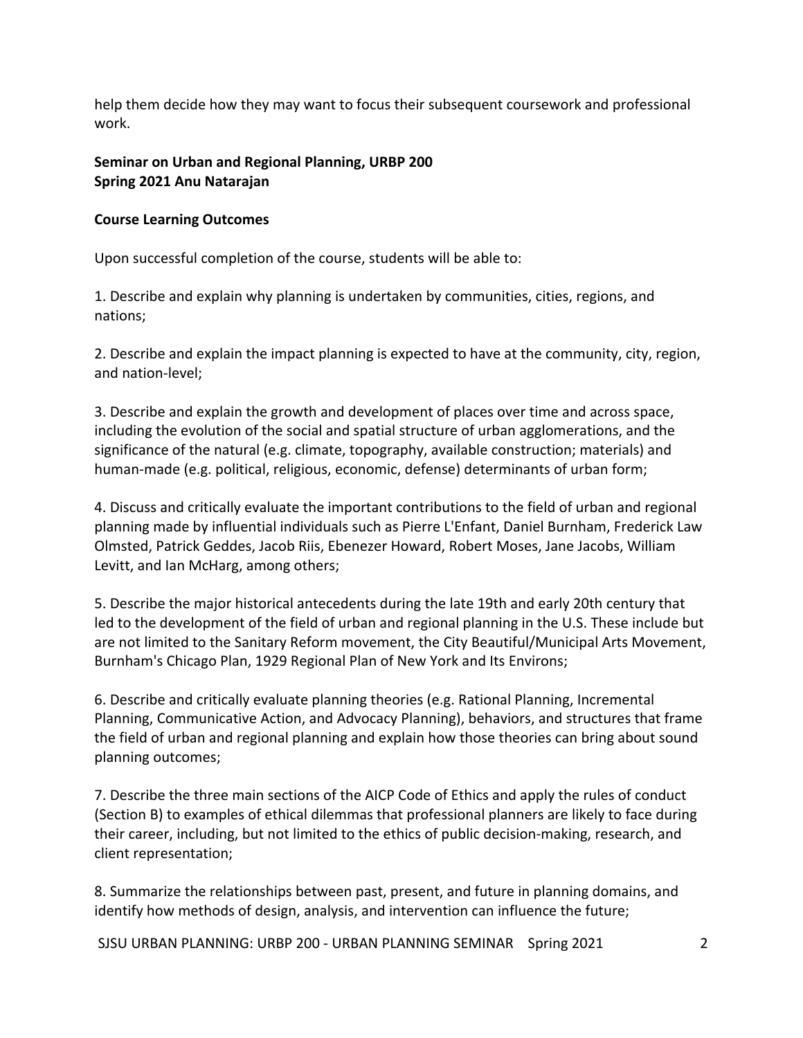help them decide how they may want to focus their subsequent coursework and professional work.

**Seminar on Urban and Regional Planning, URBP 200**
**Spring 2021 Anu Natarajan**

**Course Learning Outcomes**

Upon successful completion of the course, students will be able to:

1. Describe and explain why planning is undertaken by communities, cities, regions, and nations;

2. Describe and explain the impact planning is expected to have at the community, city, region, and nation-level;

3. Describe and explain the growth and development of places over time and across space, including the evolution of the social and spatial structure of urban agglomerations, and the significance of the natural (e.g. climate, topography, available construction; materials) and human-made (e.g. political, religious, economic, defense) determinants of urban form;

4. Discuss and critically evaluate the important contributions to the field of urban and regional planning made by influential individuals such as Pierre L'Enfant, Daniel Burnham, Frederick Law Olmsted, Patrick Geddes, Jacob Riis, Ebenezer Howard, Robert Moses, Jane Jacobs, William Levitt, and Ian McHarg, among others;

5. Describe the major historical antecedents during the late 19th and early 20th century that led to the development of the field of urban and regional planning in the U.S. These include but are not limited to the Sanitary Reform movement, the City Beautiful/Municipal Arts Movement, Burnham's Chicago Plan, 1929 Regional Plan of New York and Its Environs;

6. Describe and critically evaluate planning theories (e.g. Rational Planning, Incremental Planning, Communicative Action, and Advocacy Planning), behaviors, and structures that frame the field of urban and regional planning and explain how those theories can bring about sound planning outcomes;

7. Describe the three main sections of the AICP Code of Ethics and apply the rules of conduct (Section B) to examples of ethical dilemmas that professional planners are likely to face during their career, including, but not limited to the ethics of public decision-making, research, and client representation;

8. Summarize the relationships between past, present, and future in planning domains, and identify how methods of design, analysis, and intervention can influence the future;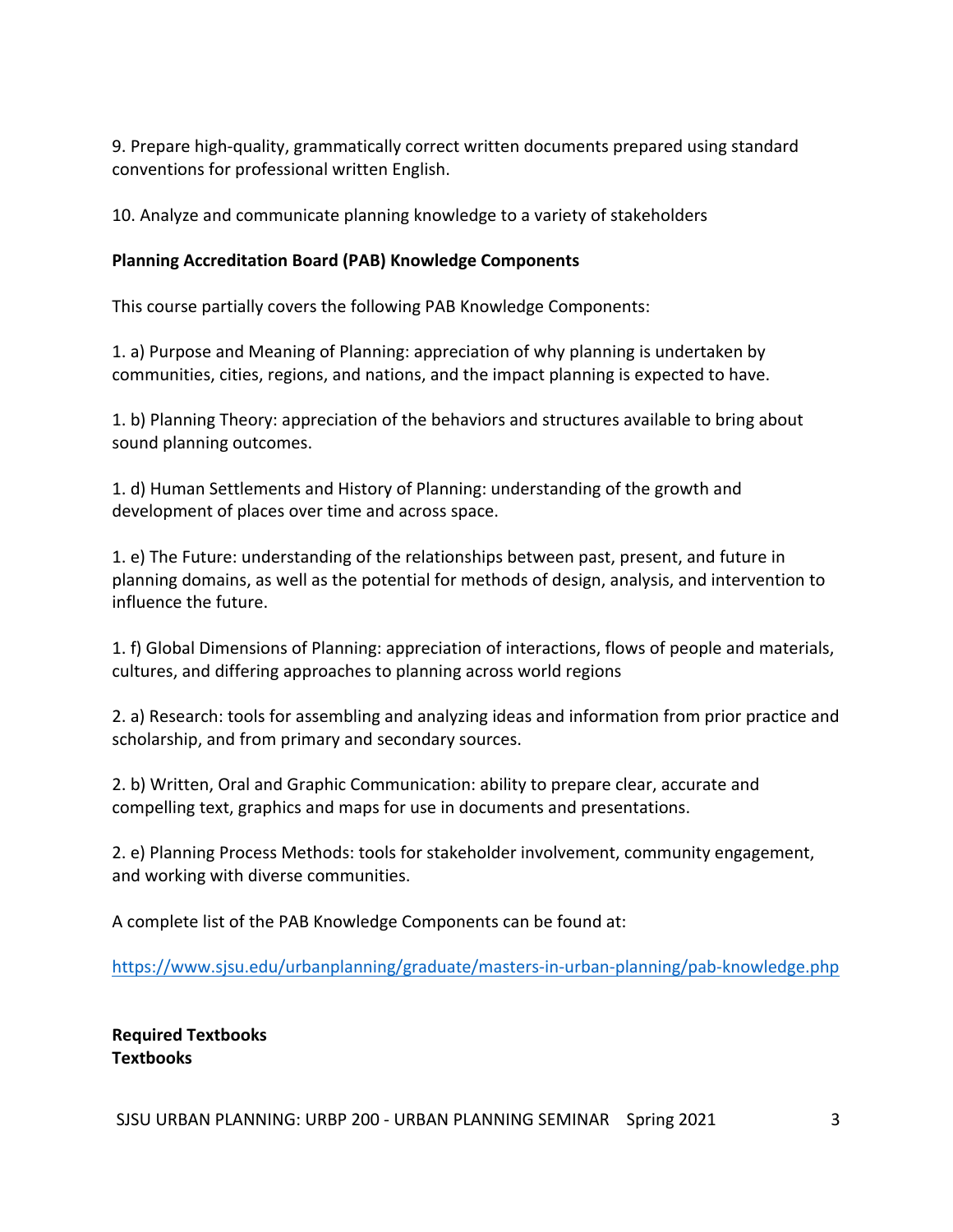9. Prepare high-quality, grammatically correct written documents prepared using standard conventions for professional written English.

10. Analyze and communicate planning knowledge to a variety of stakeholders

**Planning Accreditation Board (PAB) Knowledge Components**

This course partially covers the following PAB Knowledge Components:

1. a) Purpose and Meaning of Planning: appreciation of why planning is undertaken by communities, cities, regions, and nations, and the impact planning is expected to have.

1. b) Planning Theory: appreciation of the behaviors and structures available to bring about sound planning outcomes.

1. d) Human Settlements and History of Planning: understanding of the growth and development of places over time and across space.

1. e) The Future: understanding of the relationships between past, present, and future in planning domains, as well as the potential for methods of design, analysis, and intervention to influence the future.

1. f) Global Dimensions of Planning: appreciation of interactions, flows of people and materials, cultures, and differing approaches to planning across world regions

2. a) Research: tools for assembling and analyzing ideas and information from prior practice and scholarship, and from primary and secondary sources.

2. b) Written, Oral and Graphic Communication: ability to prepare clear, accurate and compelling text, graphics and maps for use in documents and presentations.

2. e) Planning Process Methods: tools for stakeholder involvement, community engagement, and working with diverse communities.

A complete list of the PAB Knowledge Components can be found at:

https://www.sjsu.edu/urbanplanning/graduate/masters-in-urban-planning/pab-knowledge.php

**Required Textbooks**
**Textbooks**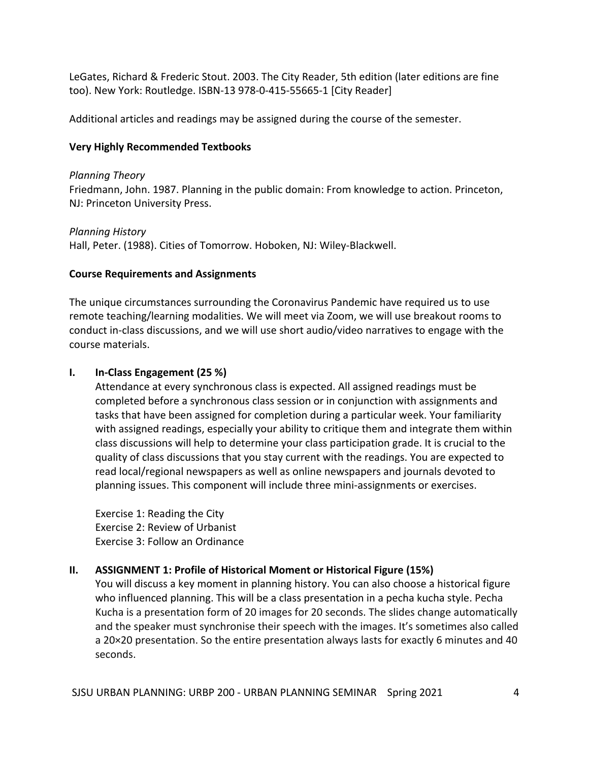LeGates, Richard & Frederic Stout. 2003. The City Reader, 5th edition (later editions are fine too). New York: Routledge. ISBN-13 978-0-415-55665-1 [City Reader]

Additional articles and readings may be assigned during the course of the semester.

**Very Highly Recommended Textbooks**

*Planning Theory*
Friedmann, John. 1987. Planning in the public domain: From knowledge to action. Princeton, NJ: Princeton University Press.

*Planning History*
Hall, Peter. (1988). Cities of Tomorrow. Hoboken, NJ: Wiley-Blackwell.

**Course Requirements and Assignments**

The unique circumstances surrounding the Coronavirus Pandemic have required us to use remote teaching/learning modalities. We will meet via Zoom, we will use breakout rooms to conduct in-class discussions, and we will use short audio/video narratives to engage with the course materials.

**I. In-Class Engagement (25 %)**

Attendance at every synchronous class is expected. All assigned readings must be completed before a synchronous class session or in conjunction with assignments and tasks that have been assigned for completion during a particular week. Your familiarity with assigned readings, especially your ability to critique them and integrate them within class discussions will help to determine your class participation grade. It is crucial to the quality of class discussions that you stay current with the readings. You are expected to read local/regional newspapers as well as online newspapers and journals devoted to planning issues. This component will include three mini-assignments or exercises.

Exercise 1: Reading the City
Exercise 2: Review of Urbanist
Exercise 3: Follow an Ordinance

**II. ASSIGNMENT 1: Profile of Historical Moment or Historical Figure (15%)**

You will discuss a key moment in planning history. You can also choose a historical figure who influenced planning. This will be a class presentation in a pecha kucha style. Pecha Kucha is a presentation form of 20 images for 20 seconds. The slides change automatically and the speaker must synchronise their speech with the images. It's sometimes also called a 20×20 presentation. So the entire presentation always lasts for exactly 6 minutes and 40 seconds.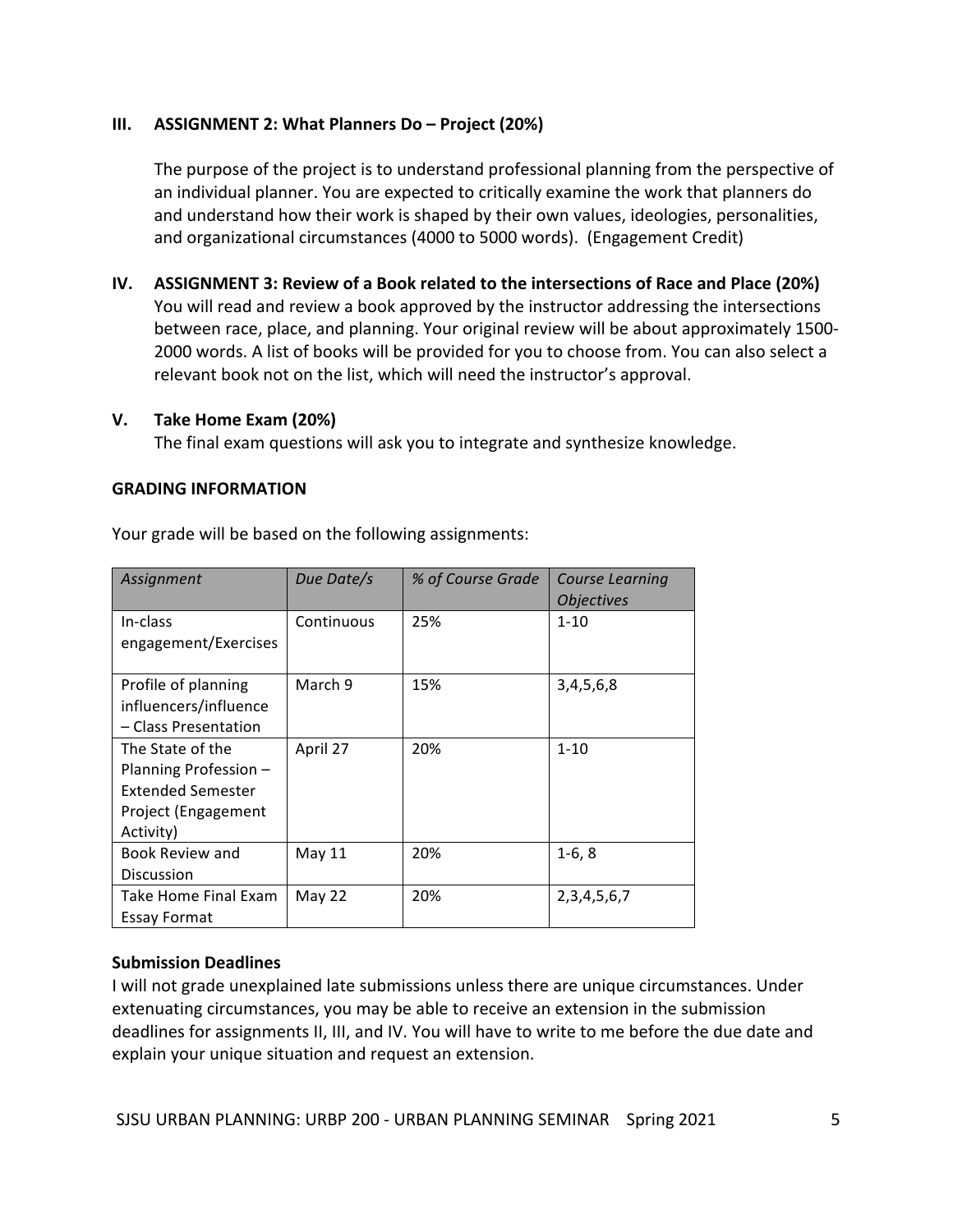### III. ASSIGNMENT 2: What Planners Do – Project (20%)

The purpose of the project is to understand professional planning from the perspective of an individual planner. You are expected to critically examine the work that planners do and understand how their work is shaped by their own values, ideologies, personalities, and organizational circumstances (4000 to 5000 words). (Engagement Credit)

### IV. ASSIGNMENT 3: Review of a Book related to the intersections of Race and Place (20%)

You will read and review a book approved by the instructor addressing the intersections between race, place, and planning. Your original review will be about approximately 1500-2000 words. A list of books will be provided for you to choose from. You can also select a relevant book not on the list, which will need the instructor's approval.

### V. Take Home Exam (20%)

The final exam questions will ask you to integrate and synthesize knowledge.

### GRADING INFORMATION

Your grade will be based on the following assignments:

| *Assignment* | *Due Date/s* | *% of Course Grade* | *Course Learning Objectives* |
|---|---|---|---|
| In-class engagement/Exercises | Continuous | 25% | 1-10 |
| Profile of planning influencers/influence – Class Presentation | March 9 | 15% | 3,4,5,6,8 |
| The State of the Planning Profession – Extended Semester Project (Engagement Activity) | April 27 | 20% | 1-10 |
| Book Review and Discussion | May 11 | 20% | 1-6, 8 |
| Take Home Final Exam Essay Format | May 22 | 20% | 2,3,4,5,6,7 |

**Submission Deadlines**

I will not grade unexplained late submissions unless there are unique circumstances. Under extenuating circumstances, you may be able to receive an extension in the submission deadlines for assignments II, III, and IV. You will have to write to me before the due date and explain your unique situation and request an extension.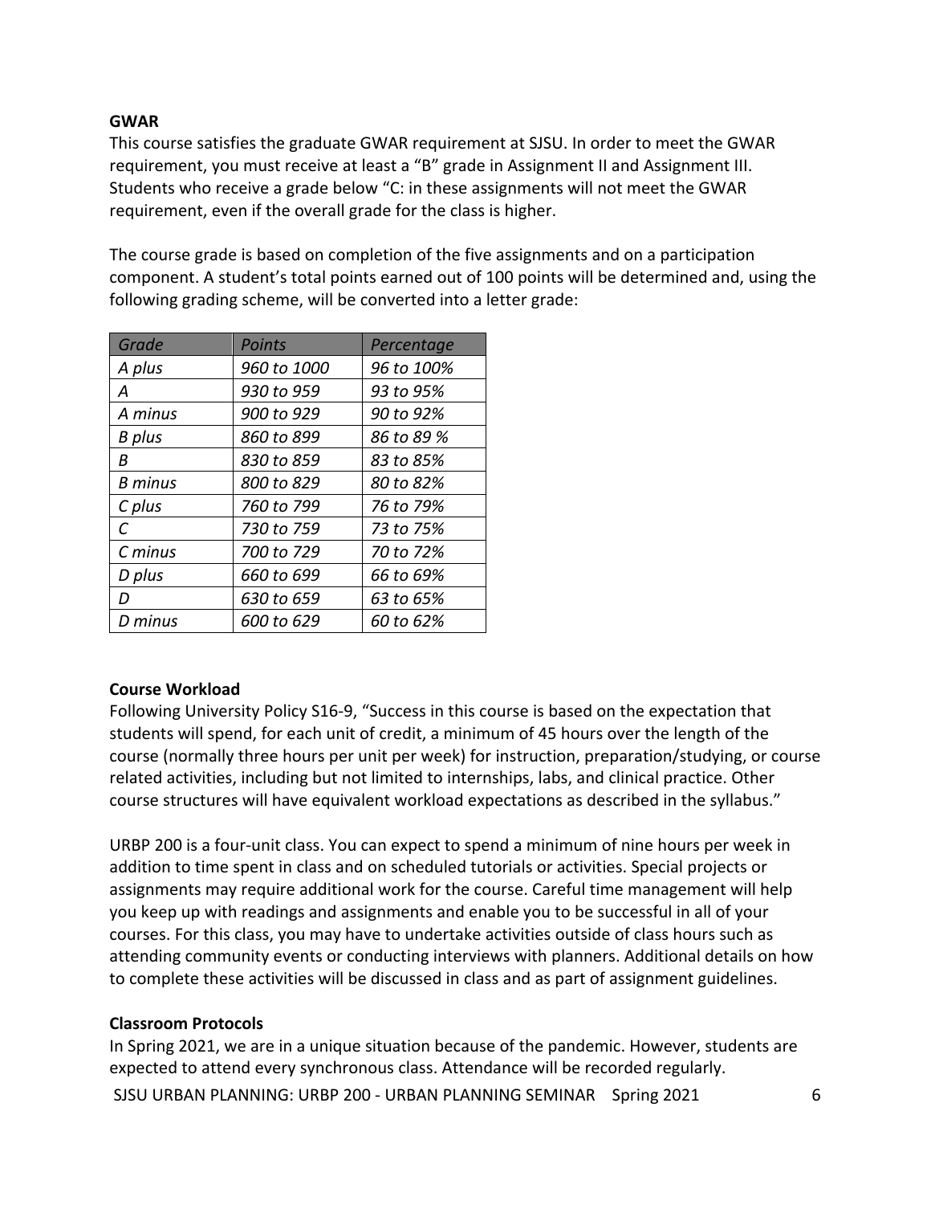**GWAR**

This course satisfies the graduate GWAR requirement at SJSU. In order to meet the GWAR requirement, you must receive at least a "B" grade in Assignment II and Assignment III. Students who receive a grade below "C: in these assignments will not meet the GWAR requirement, even if the overall grade for the class is higher.

The course grade is based on completion of the five assignments and on a participation component. A student's total points earned out of 100 points will be determined and, using the following grading scheme, will be converted into a letter grade:

| *Grade* | *Points* | *Percentage* |
|---|---|---|
| *A plus* | *960 to 1000* | *96 to 100%* |
| *A* | *930 to 959* | *93 to 95%* |
| *A minus* | *900 to 929* | *90 to 92%* |
| *B plus* | *860 to 899* | *86 to 89 %* |
| *B* | *830 to 859* | *83 to 85%* |
| *B minus* | *800 to 829* | *80 to 82%* |
| *C plus* | *760 to 799* | *76 to 79%* |
| *C* | *730 to 759* | *73 to 75%* |
| *C minus* | *700 to 729* | *70 to 72%* |
| *D plus* | *660 to 699* | *66 to 69%* |
| *D* | *630 to 659* | *63 to 65%* |
| *D minus* | *600 to 629* | *60 to 62%* |

**Course Workload**

Following University Policy S16-9, "Success in this course is based on the expectation that students will spend, for each unit of credit, a minimum of 45 hours over the length of the course (normally three hours per unit per week) for instruction, preparation/studying, or course related activities, including but not limited to internships, labs, and clinical practice. Other course structures will have equivalent workload expectations as described in the syllabus."

URBP 200 is a four-unit class. You can expect to spend a minimum of nine hours per week in addition to time spent in class and on scheduled tutorials or activities. Special projects or assignments may require additional work for the course. Careful time management will help you keep up with readings and assignments and enable you to be successful in all of your courses. For this class, you may have to undertake activities outside of class hours such as attending community events or conducting interviews with planners. Additional details on how to complete these activities will be discussed in class and as part of assignment guidelines.

**Classroom Protocols**

In Spring 2021, we are in a unique situation because of the pandemic. However, students are expected to attend every synchronous class. Attendance will be recorded regularly.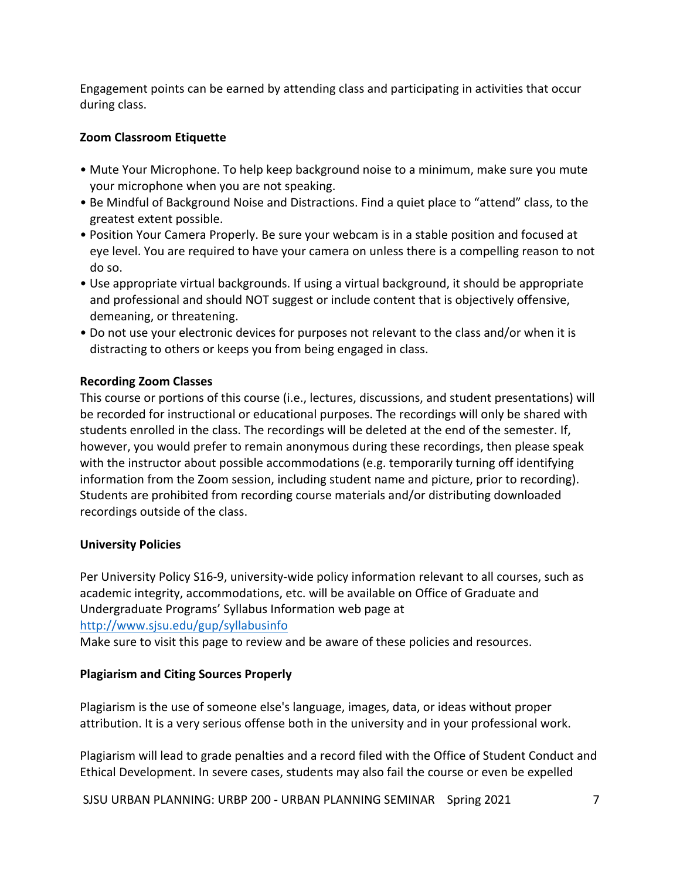Engagement points can be earned by attending class and participating in activities that occur during class.

**Zoom Classroom Etiquette**

- Mute Your Microphone. To help keep background noise to a minimum, make sure you mute your microphone when you are not speaking.
- Be Mindful of Background Noise and Distractions. Find a quiet place to "attend" class, to the greatest extent possible.
- Position Your Camera Properly. Be sure your webcam is in a stable position and focused at eye level. You are required to have your camera on unless there is a compelling reason to not do so.
- Use appropriate virtual backgrounds. If using a virtual background, it should be appropriate and professional and should NOT suggest or include content that is objectively offensive, demeaning, or threatening.
- Do not use your electronic devices for purposes not relevant to the class and/or when it is distracting to others or keeps you from being engaged in class.

**Recording Zoom Classes**

This course or portions of this course (i.e., lectures, discussions, and student presentations) will be recorded for instructional or educational purposes. The recordings will only be shared with students enrolled in the class. The recordings will be deleted at the end of the semester. If, however, you would prefer to remain anonymous during these recordings, then please speak with the instructor about possible accommodations (e.g. temporarily turning off identifying information from the Zoom session, including student name and picture, prior to recording). Students are prohibited from recording course materials and/or distributing downloaded recordings outside of the class.

**University Policies**

Per University Policy S16-9, university-wide policy information relevant to all courses, such as academic integrity, accommodations, etc. will be available on Office of Graduate and Undergraduate Programs' Syllabus Information web page at [http://www.sjsu.edu/gup/syllabusinfo](http://www.sjsu.edu/gup/syllabusinfo)
Make sure to visit this page to review and be aware of these policies and resources.

**Plagiarism and Citing Sources Properly**

Plagiarism is the use of someone else's language, images, data, or ideas without proper attribution. It is a very serious offense both in the university and in your professional work.

Plagiarism will lead to grade penalties and a record filed with the Office of Student Conduct and Ethical Development. In severe cases, students may also fail the course or even be expelled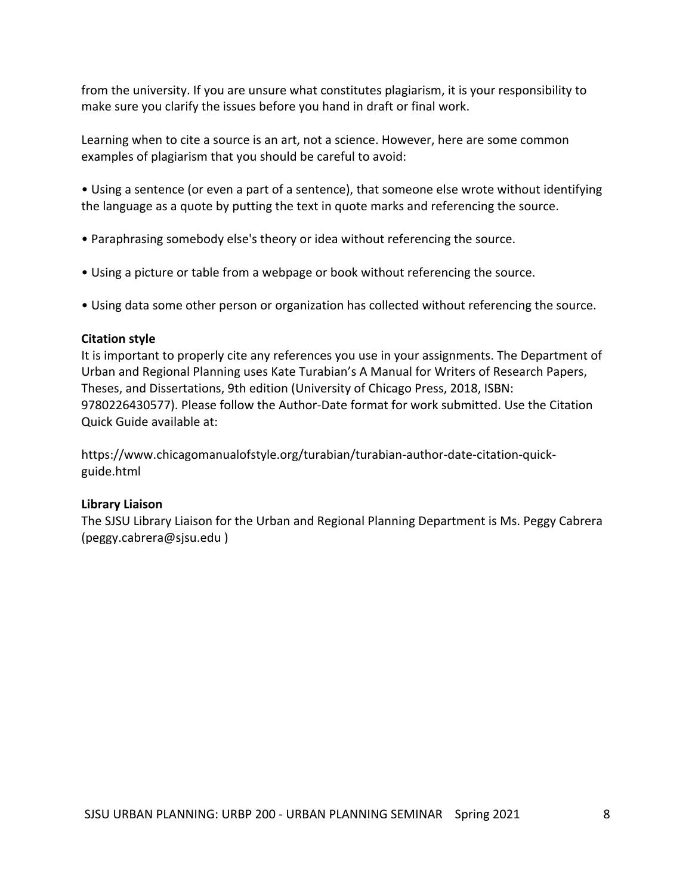from the university. If you are unsure what constitutes plagiarism, it is your responsibility to make sure you clarify the issues before you hand in draft or final work.

Learning when to cite a source is an art, not a science. However, here are some common examples of plagiarism that you should be careful to avoid:

- Using a sentence (or even a part of a sentence), that someone else wrote without identifying the language as a quote by putting the text in quote marks and referencing the source.

- Paraphrasing somebody else's theory or idea without referencing the source.

- Using a picture or table from a webpage or book without referencing the source.

- Using data some other person or organization has collected without referencing the source.

**Citation style**

It is important to properly cite any references you use in your assignments. The Department of Urban and Regional Planning uses Kate Turabian's A Manual for Writers of Research Papers, Theses, and Dissertations, 9th edition (University of Chicago Press, 2018, ISBN: 9780226430577). Please follow the Author-Date format for work submitted. Use the Citation Quick Guide available at:

https://www.chicagomanualofstyle.org/turabian/turabian-author-date-citation-quick-guide.html

**Library Liaison**

The SJSU Library Liaison for the Urban and Regional Planning Department is Ms. Peggy Cabrera (peggy.cabrera@sjsu.edu )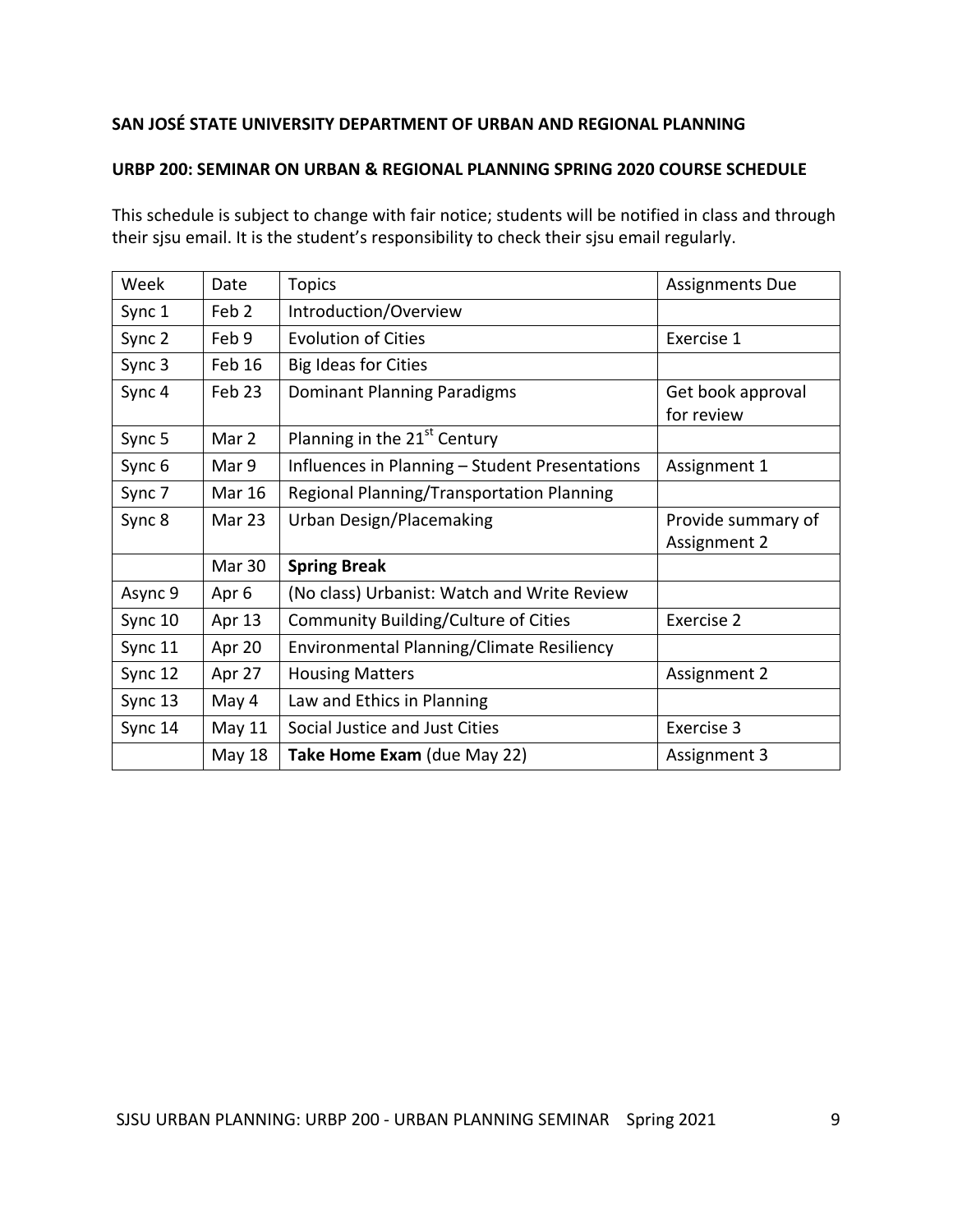**SAN JOSÉ STATE UNIVERSITY DEPARTMENT OF URBAN AND REGIONAL PLANNING**

**URBP 200: SEMINAR ON URBAN & REGIONAL PLANNING SPRING 2020 COURSE SCHEDULE**

This schedule is subject to change with fair notice; students will be notified in class and through their sjsu email. It is the student's responsibility to check their sjsu email regularly.

| Week | Date | Topics | Assignments Due |
|---|---|---|---|
| Sync 1 | Feb 2 | Introduction/Overview | |
| Sync 2 | Feb 9 | Evolution of Cities | Exercise 1 |
| Sync 3 | Feb 16 | Big Ideas for Cities | |
| Sync 4 | Feb 23 | Dominant Planning Paradigms | Get book approval for review |
| Sync 5 | Mar 2 | Planning in the 21st Century | |
| Sync 6 | Mar 9 | Influences in Planning – Student Presentations | Assignment 1 |
| Sync 7 | Mar 16 | Regional Planning/Transportation Planning | |
| Sync 8 | Mar 23 | Urban Design/Placemaking | Provide summary of Assignment 2 |
| | Mar 30 | **Spring Break** | |
| Async 9 | Apr 6 | (No class) Urbanist: Watch and Write Review | |
| Sync 10 | Apr 13 | Community Building/Culture of Cities | Exercise 2 |
| Sync 11 | Apr 20 | Environmental Planning/Climate Resiliency | |
| Sync 12 | Apr 27 | Housing Matters | Assignment 2 |
| Sync 13 | May 4 | Law and Ethics in Planning | |
| Sync 14 | May 11 | Social Justice and Just Cities | Exercise 3 |
| | May 18 | **Take Home Exam** (due May 22) | Assignment 3 |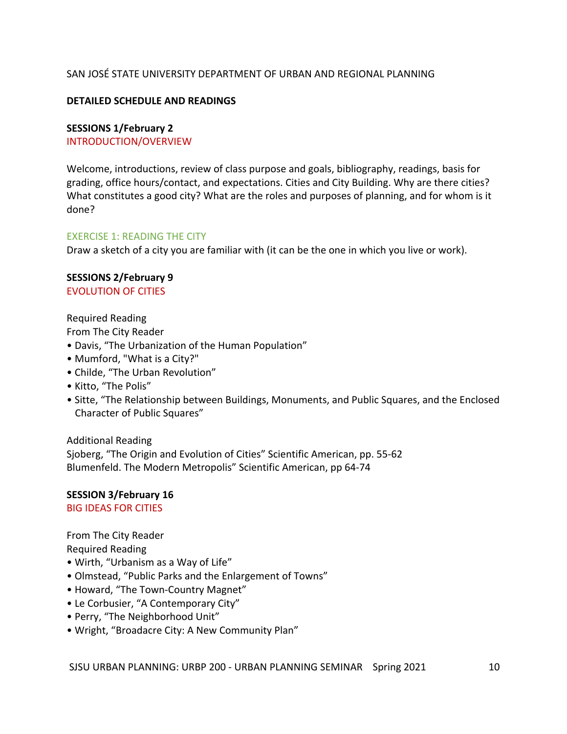SAN JOSÉ STATE UNIVERSITY DEPARTMENT OF URBAN AND REGIONAL PLANNING

## DETAILED SCHEDULE AND READINGS

### SESSIONS 1/February 2

INTRODUCTION/OVERVIEW

Welcome, introductions, review of class purpose and goals, bibliography, readings, basis for grading, office hours/contact, and expectations. Cities and City Building. Why are there cities? What constitutes a good city? What are the roles and purposes of planning, and for whom is it done?

EXERCISE 1: READING THE CITY

Draw a sketch of a city you are familiar with (it can be the one in which you live or work).

### SESSIONS 2/February 9

EVOLUTION OF CITIES

Required Reading
From The City Reader

- Davis, "The Urbanization of the Human Population"
- Mumford, "What is a City?"
- Childe, "The Urban Revolution"
- Kitto, "The Polis"
- Sitte, "The Relationship between Buildings, Monuments, and Public Squares, and the Enclosed Character of Public Squares"

Additional Reading
Sjoberg, "The Origin and Evolution of Cities" Scientific American, pp. 55-62
Blumenfeld. The Modern Metropolis" Scientific American, pp 64-74

### SESSION 3/February 16

BIG IDEAS FOR CITIES

From The City Reader
Required Reading

- Wirth, "Urbanism as a Way of Life"
- Olmstead, "Public Parks and the Enlargement of Towns"
- Howard, "The Town-Country Magnet"
- Le Corbusier, "A Contemporary City"
- Perry, "The Neighborhood Unit"
- Wright, "Broadacre City: A New Community Plan"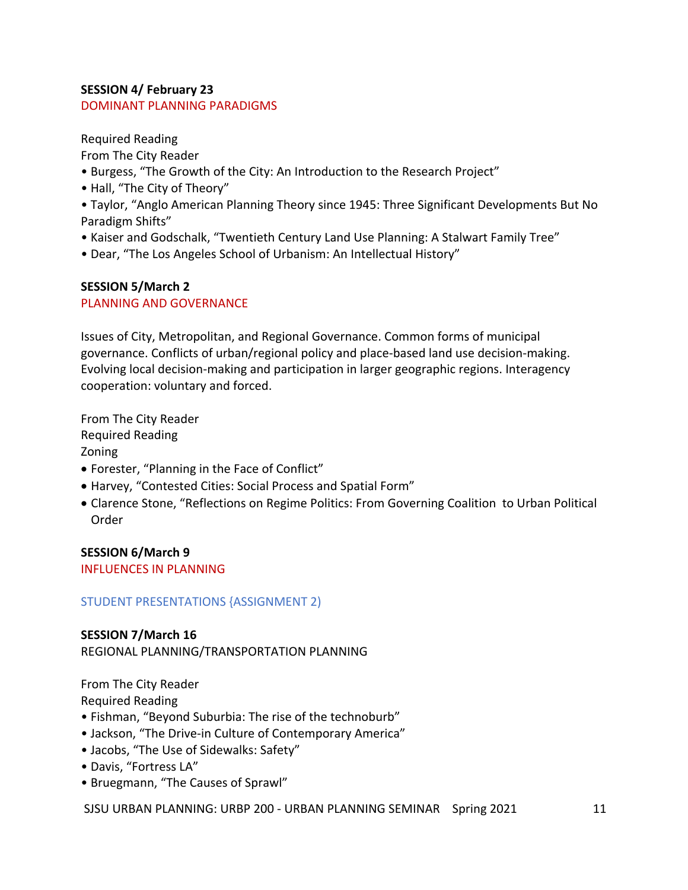**SESSION 4/ February 23**
DOMINANT PLANNING PARADIGMS

Required Reading
From The City Reader

- Burgess, "The Growth of the City: An Introduction to the Research Project"
- Hall, "The City of Theory"
- Taylor, "Anglo American Planning Theory since 1945: Three Significant Developments But No Paradigm Shifts"
- Kaiser and Godschalk, "Twentieth Century Land Use Planning: A Stalwart Family Tree"
- Dear, "The Los Angeles School of Urbanism: An Intellectual History"

**SESSION 5/March 2**
PLANNING AND GOVERNANCE

Issues of City, Metropolitan, and Regional Governance. Common forms of municipal governance. Conflicts of urban/regional policy and place-based land use decision-making. Evolving local decision-making and participation in larger geographic regions. Interagency cooperation: voluntary and forced.

From The City Reader
Required Reading
Zoning

- Forester, "Planning in the Face of Conflict"
- Harvey, "Contested Cities: Social Process and Spatial Form"
- Clarence Stone, "Reflections on Regime Politics: From Governing Coalition to Urban Political Order

**SESSION 6/March 9**
INFLUENCES IN PLANNING

STUDENT PRESENTATIONS {ASSIGNMENT 2)

**SESSION 7/March 16**
REGIONAL PLANNING/TRANSPORTATION PLANNING

From The City Reader
Required Reading

- Fishman, "Beyond Suburbia: The rise of the technoburb"
- Jackson, "The Drive-in Culture of Contemporary America"
- Jacobs, "The Use of Sidewalks: Safety"
- Davis, "Fortress LA"
- Bruegmann, "The Causes of Sprawl"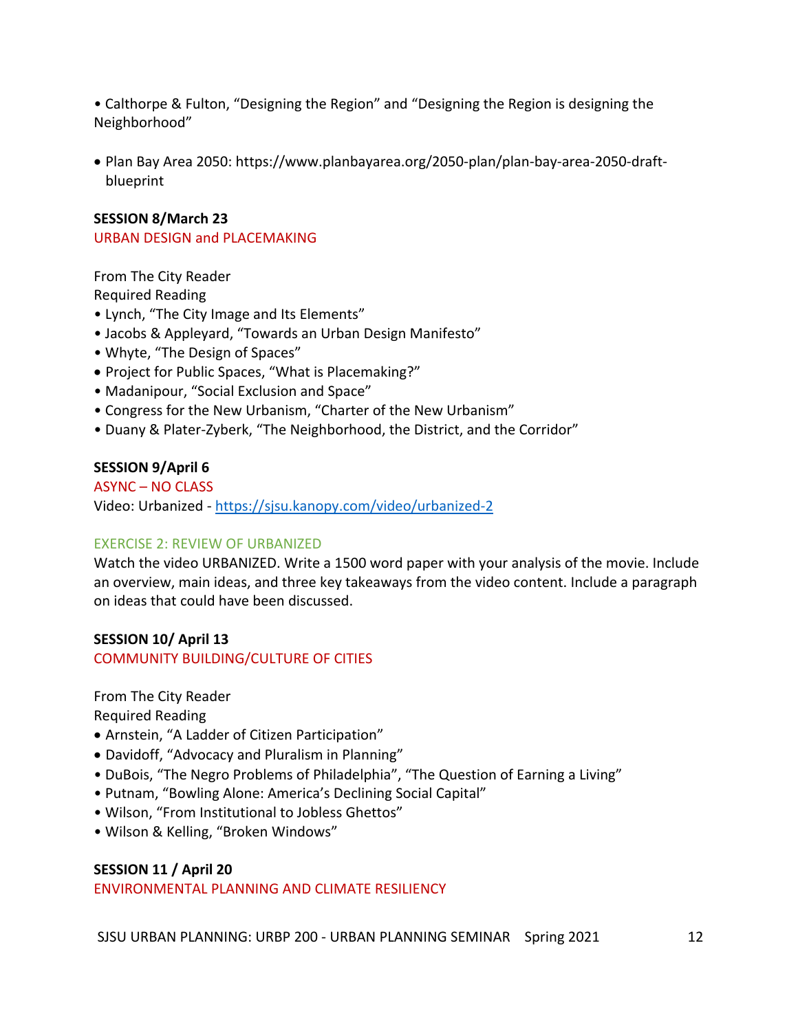- Calthorpe & Fulton, “Designing the Region” and “Designing the Region is designing the Neighborhood”
- Plan Bay Area 2050: https://www.planbayarea.org/2050-plan/plan-bay-area-2050-draft-blueprint

**SESSION 8/March 23**

URBAN DESIGN and PLACEMAKING

From The City Reader

Required Reading

- Lynch, “The City Image and Its Elements”
- Jacobs & Appleyard, “Towards an Urban Design Manifesto”
- Whyte, “The Design of Spaces”
- Project for Public Spaces, “What is Placemaking?”
- Madanipour, “Social Exclusion and Space”
- Congress for the New Urbanism, “Charter of the New Urbanism”
- Duany & Plater-Zyberk, “The Neighborhood, the District, and the Corridor”

**SESSION 9/April 6**

ASYNC – NO CLASS

Video: Urbanized - https://sjsu.kanopy.com/video/urbanized-2

EXERCISE 2: REVIEW OF URBANIZED

Watch the video URBANIZED. Write a 1500 word paper with your analysis of the movie. Include an overview, main ideas, and three key takeaways from the video content. Include a paragraph on ideas that could have been discussed.

**SESSION 10/ April 13**

COMMUNITY BUILDING/CULTURE OF CITIES

From The City Reader

Required Reading

- Arnstein, “A Ladder of Citizen Participation”
- Davidoff, “Advocacy and Pluralism in Planning”
- DuBois, “The Negro Problems of Philadelphia”, “The Question of Earning a Living”
- Putnam, “Bowling Alone: America’s Declining Social Capital”
- Wilson, “From Institutional to Jobless Ghettos”
- Wilson & Kelling, “Broken Windows”

**SESSION 11 / April 20**

ENVIRONMENTAL PLANNING AND CLIMATE RESILIENCY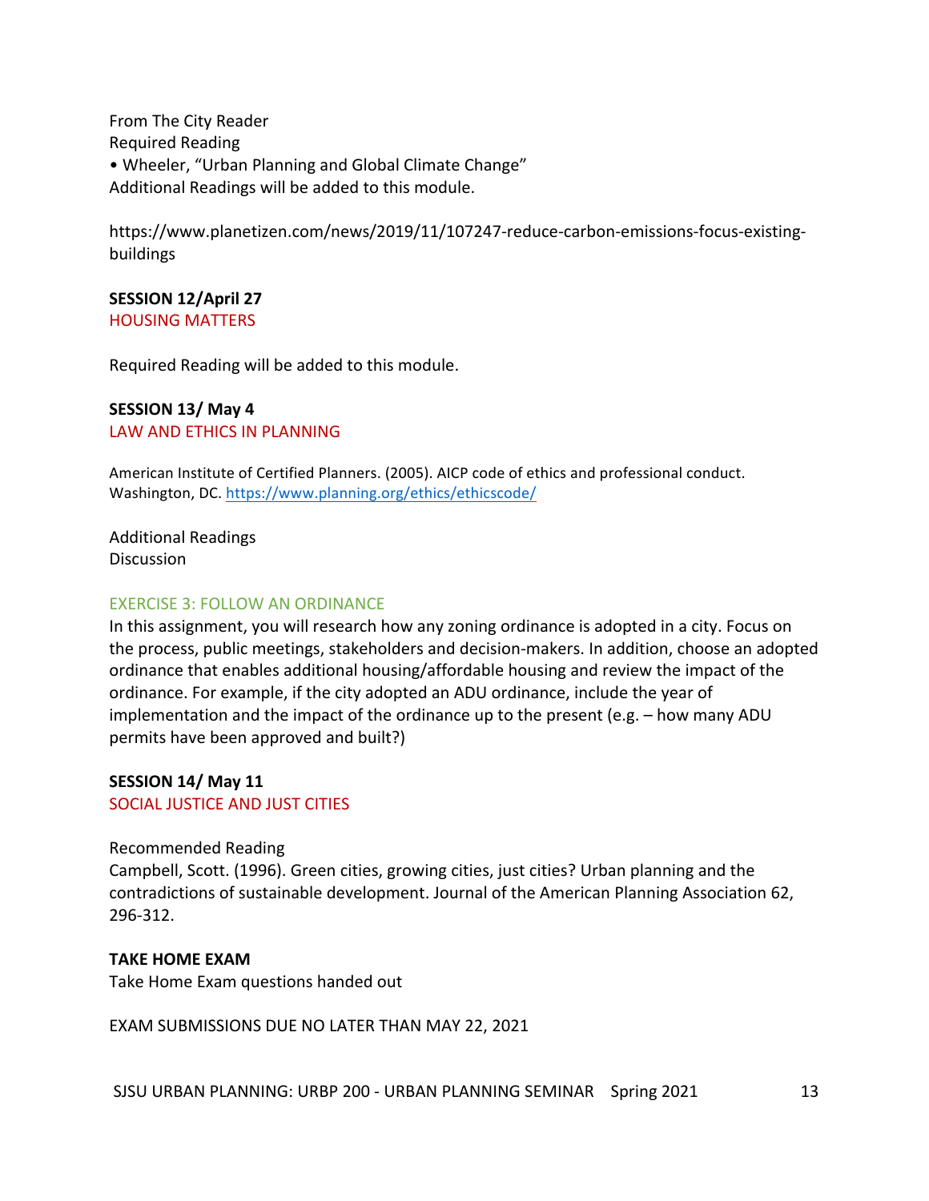From The City Reader
Required Reading
• Wheeler, "Urban Planning and Global Climate Change"
Additional Readings will be added to this module.

https://www.planetizen.com/news/2019/11/107247-reduce-carbon-emissions-focus-existing-buildings

**SESSION 12/April 27**
HOUSING MATTERS

Required Reading will be added to this module.

**SESSION 13/ May 4**
LAW AND ETHICS IN PLANNING

American Institute of Certified Planners. (2005). AICP code of ethics and professional conduct. Washington, DC. https://www.planning.org/ethics/ethicscode/

Additional Readings
Discussion

EXERCISE 3: FOLLOW AN ORDINANCE
In this assignment, you will research how any zoning ordinance is adopted in a city. Focus on the process, public meetings, stakeholders and decision-makers. In addition, choose an adopted ordinance that enables additional housing/affordable housing and review the impact of the ordinance. For example, if the city adopted an ADU ordinance, include the year of implementation and the impact of the ordinance up to the present (e.g. – how many ADU permits have been approved and built?)

**SESSION 14/ May 11**
SOCIAL JUSTICE AND JUST CITIES

Recommended Reading
Campbell, Scott. (1996). Green cities, growing cities, just cities? Urban planning and the contradictions of sustainable development. Journal of the American Planning Association 62, 296-312.

**TAKE HOME EXAM**
Take Home Exam questions handed out

EXAM SUBMISSIONS DUE NO LATER THAN MAY 22, 2021